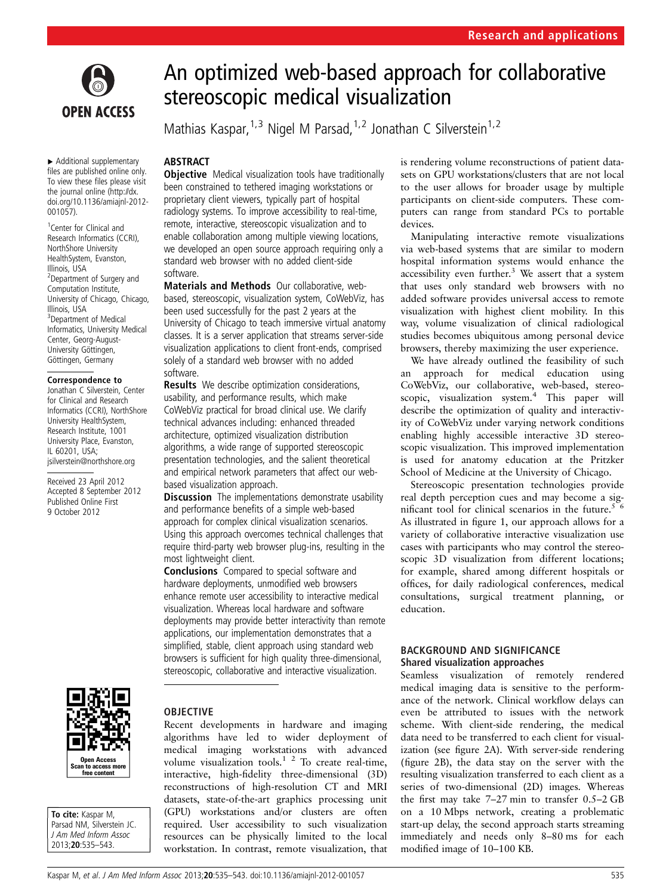# An optimized web-based approach for collaborative stereoscopic medical visualization

Mathias Kaspar,[1,3] Nigel M Parsad,[1,2] Jonathan C Silverstein[1,2]

► Additional supplementary files are published online only. To view these files please visit the journal online (http://dx.doi.org/10.1136/amiajnl-2012-001057).

[1]Center for Clinical and Research Informatics (CCRI), NorthShore University HealthSystem, Evanston, Illinois, USA
[2]Department of Surgery and Computation Institute, University of Chicago, Chicago, Illinois, USA
[3]Department of Medical Informatics, University Medical Center, Georg-August-University Göttingen, Göttingen, Germany

**Correspondence to**
Jonathan C Silverstein, Center for Clinical and Research Informatics (CCRI), NorthShore University HealthSystem, Research Institute, 1001 University Place, Evanston, IL 60201, USA; jsilverstein@northshore.org

Received 23 April 2012
Accepted 8 September 2012
Published Online First 9 October 2012

**To cite:** Kaspar M, Parsad NM, Silverstein JC. *J Am Med Inform Assoc* 2013;**20**:535–543.

## ABSTRACT

**Objective** Medical visualization tools have traditionally been constrained to tethered imaging workstations or proprietary client viewers, typically part of hospital radiology systems. To improve accessibility to real-time, remote, interactive, stereoscopic visualization and to enable collaboration among multiple viewing locations, we developed an open source approach requiring only a standard web browser with no added client-side software.

**Materials and Methods** Our collaborative, web-based, stereoscopic, visualization system, CoWebViz, has been used successfully for the past 2 years at the University of Chicago to teach immersive virtual anatomy classes. It is a server application that streams server-side visualization applications to client front-ends, comprised solely of a standard web browser with no added software.

**Results** We describe optimization considerations, usability, and performance results, which make CoWebViz practical for broad clinical use. We clarify technical advances including: enhanced threaded architecture, optimized visualization distribution algorithms, a wide range of supported stereoscopic presentation technologies, and the salient theoretical and empirical network parameters that affect our web-based visualization approach.

**Discussion** The implementations demonstrate usability and performance benefits of a simple web-based approach for complex clinical visualization scenarios. Using this approach overcomes technical challenges that require third-party web browser plug-ins, resulting in the most lightweight client.

**Conclusions** Compared to special software and hardware deployments, unmodified web browsers enhance remote user accessibility to interactive medical visualization. Whereas local hardware and software deployments may provide better interactivity than remote applications, our implementation demonstrates that a simplified, stable, client approach using standard web browsers is sufficient for high quality three-dimensional, stereoscopic, collaborative and interactive visualization.

## OBJECTIVE

Recent developments in hardware and imaging algorithms have led to wider deployment of medical imaging workstations with advanced volume visualization tools.[1 2] To create real-time, interactive, high-fidelity three-dimensional (3D) reconstructions of high-resolution CT and MRI datasets, state-of-the-art graphics processing unit (GPU) workstations and/or clusters are often required. User accessibility to such visualization resources can be physically limited to the local workstation. In contrast, remote visualization, that is rendering volume reconstructions of patient datasets on GPU workstations/clusters that are not local to the user allows for broader usage by multiple participants on client-side computers. These computers can range from standard PCs to portable devices.

Manipulating interactive remote visualizations via web-based systems that are similar to modern hospital information systems would enhance the accessibility even further.[3] We assert that a system that uses only standard web browsers with no added software provides universal access to remote visualization with highest client mobility. In this way, volume visualization of clinical radiological studies becomes ubiquitous among personal device browsers, thereby maximizing the user experience.

We have already outlined the feasibility of such an approach for medical education using CoWebViz, our collaborative, web-based, stereoscopic, visualization system.[4] This paper will describe the optimization of quality and interactivity of CoWebViz under varying network conditions enabling highly accessible interactive 3D stereoscopic visualization. This improved implementation is used for anatomy education at the Pritzker School of Medicine at the University of Chicago.

Stereoscopic presentation technologies provide real depth perception cues and may become a significant tool for clinical scenarios in the future.[5 6] As illustrated in figure 1, our approach allows for a variety of collaborative interactive visualization use cases with participants who may control the stereoscopic 3D visualization from different locations; for example, shared among different hospitals or offices, for daily radiological conferences, medical consultations, surgical treatment planning, or education.

## BACKGROUND AND SIGNIFICANCE

### Shared visualization approaches

Seamless visualization of remotely rendered medical imaging data is sensitive to the performance of the network. Clinical workflow delays can even be attributed to issues with the network scheme. With client-side rendering, the medical data need to be transferred to each client for visualization (see figure 2A). With server-side rendering (figure 2B), the data stay on the server with the resulting visualization transferred to each client as a series of two-dimensional (2D) images. Whereas the first may take 7–27 min to transfer 0.5–2 GB on a 10 Mbps network, creating a problematic start-up delay, the second approach starts streaming immediately and needs only 8–80 ms for each modified image of 10–100 KB.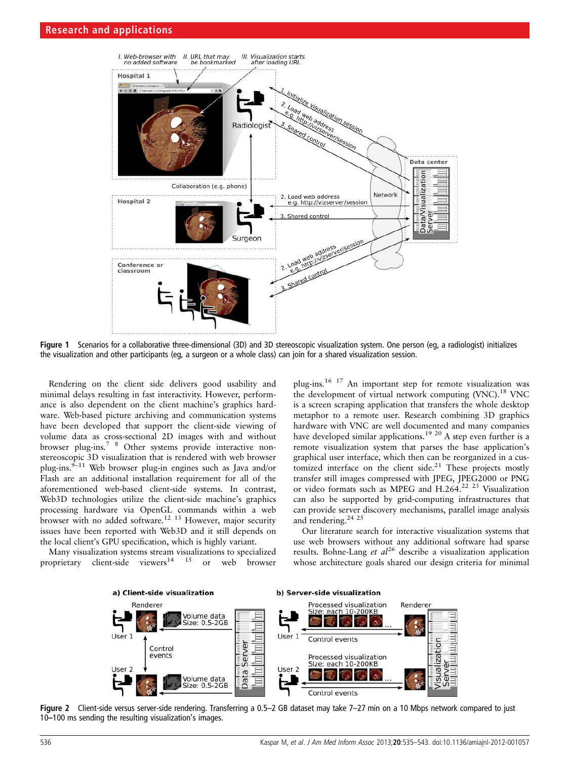Figure 1 Scenarios for a collaborative three-dimensional (3D) and 3D stereoscopic visualization system. One person (eg, a radiologist) initializes the visualization and other participants (eg, a surgeon or a whole class) can join for a shared visualization session.

Rendering on the client side delivers good usability and minimal delays resulting in fast interactivity. However, performance is also dependent on the client machine's graphics hardware. Web-based picture archiving and communication systems have been developed that support the client-side viewing of volume data as cross-sectional 2D images with and without browser plug-ins.[7 8] Other systems provide interactive non-stereoscopic 3D visualization that is rendered with web browser plug-ins.[9–11] Web browser plug-in engines such as Java and/or Flash are an additional installation requirement for all of the aforementioned web-based client-side systems. In contrast, Web3D technologies utilize the client-side machine's graphics processing hardware via OpenGL commands within a web browser with no added software.[12 13] However, major security issues have been reported with Web3D and it still depends on the local client's GPU specification, which is highly variant.

Many visualization systems stream visualizations to specialized proprietary client-side viewers[14 15] or web browser plug-ins.[16 17] An important step for remote visualization was the development of virtual network computing (VNC).[18] VNC is a screen scraping application that transfers the whole desktop metaphor to a remote user. Research combining 3D graphics hardware with VNC are well documented and many companies have developed similar applications.[19 20] A step even further is a remote visualization system that parses the base application's graphical user interface, which then can be reorganized in a customized interface on the client side.[21] These projects mostly transfer still images compressed with JPEG, JPEG2000 or PNG or video formats such as MPEG and H.264.[22 23] Visualization can also be supported by grid-computing infrastructures that can provide server discovery mechanisms, parallel image analysis and rendering.[24 25]

Our literature search for interactive visualization systems that use web browsers without any additional software had sparse results. Bohne-Lang *et al*[26] describe a visualization application whose architecture goals shared our design criteria for minimal

Figure 2 Client-side versus server-side rendering. Transferring a 0.5–2 GB dataset may take 7–27 min on a 10 Mbps network compared to just 10–100 ms sending the resulting visualization's images.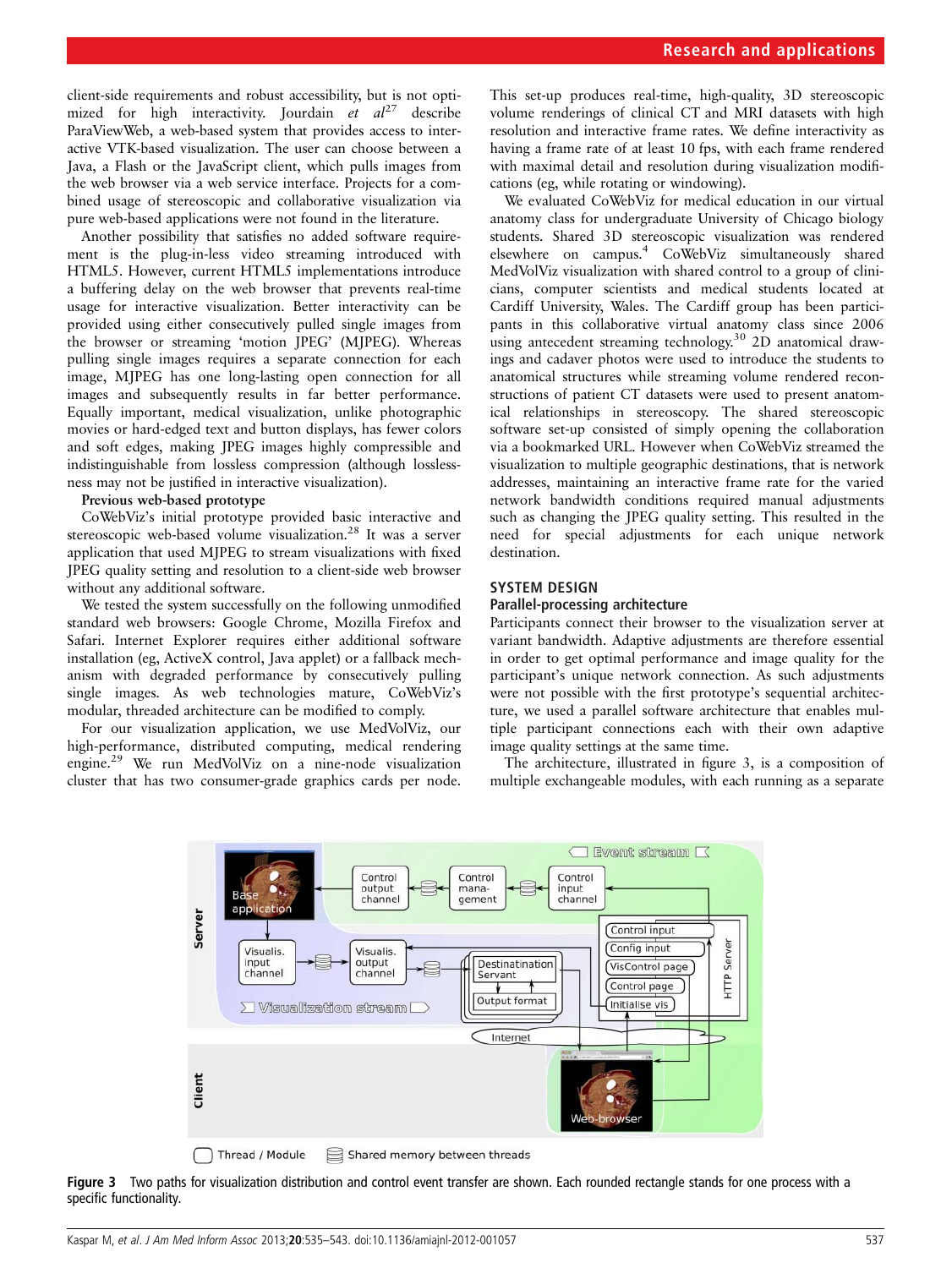client-side requirements and robust accessibility, but is not optimized for high interactivity. Jourdain *et al*[27] describe ParaViewWeb, a web-based system that provides access to interactive VTK-based visualization. The user can choose between a Java, a Flash or the JavaScript client, which pulls images from the web browser via a web service interface. Projects for a combined usage of stereoscopic and collaborative visualization via pure web-based applications were not found in the literature.

Another possibility that satisfies no added software requirement is the plug-in-less video streaming introduced with HTML5. However, current HTML5 implementations introduce a buffering delay on the web browser that prevents real-time usage for interactive visualization. Better interactivity can be provided using either consecutively pulled single images from the browser or streaming 'motion JPEG' (MJPEG). Whereas pulling single images requires a separate connection for each image, MJPEG has one long-lasting open connection for all images and subsequently results in far better performance. Equally important, medical visualization, unlike photographic movies or hard-edged text and button displays, has fewer colors and soft edges, making JPEG images highly compressible and indistinguishable from lossless compression (although losslessness may not be justified in interactive visualization).

**Previous web-based prototype**

CoWebViz's initial prototype provided basic interactive and stereoscopic web-based volume visualization.[28] It was a server application that used MJPEG to stream visualizations with fixed JPEG quality setting and resolution to a client-side web browser without any additional software.

We tested the system successfully on the following unmodified standard web browsers: Google Chrome, Mozilla Firefox and Safari. Internet Explorer requires either additional software installation (eg, ActiveX control, Java applet) or a fallback mechanism with degraded performance by consecutively pulling single images. As web technologies mature, CoWebViz's modular, threaded architecture can be modified to comply.

For our visualization application, we use MedVolViz, our high-performance, distributed computing, medical rendering engine.[29] We run MedVolViz on a nine-node visualization cluster that has two consumer-grade graphics cards per node. This set-up produces real-time, high-quality, 3D stereoscopic volume renderings of clinical CT and MRI datasets with high resolution and interactive frame rates. We define interactivity as having a frame rate of at least 10 fps, with each frame rendered with maximal detail and resolution during visualization modifications (eg, while rotating or windowing).

We evaluated CoWebViz for medical education in our virtual anatomy class for undergraduate University of Chicago biology students. Shared 3D stereoscopic visualization was rendered elsewhere on campus.[4] CoWebViz simultaneously shared MedVolViz visualization with shared control to a group of clinicians, computer scientists and medical students located at Cardiff University, Wales. The Cardiff group has been participants in this collaborative virtual anatomy class since 2006 using antecedent streaming technology.[30] 2D anatomical drawings and cadaver photos were used to introduce the students to anatomical structures while streaming volume rendered reconstructions of patient CT datasets were used to present anatomical relationships in stereoscopy. The shared stereoscopic software set-up consisted of simply opening the collaboration via a bookmarked URL. However when CoWebViz streamed the visualization to multiple geographic destinations, that is network addresses, maintaining an interactive frame rate for the varied network bandwidth conditions required manual adjustments such as changing the JPEG quality setting. This resulted in the need for special adjustments for each unique network destination.

## SYSTEM DESIGN

### Parallel-processing architecture

Participants connect their browser to the visualization server at variant bandwidth. Adaptive adjustments are therefore essential in order to get optimal performance and image quality for the participant's unique network connection. As such adjustments were not possible with the first prototype's sequential architecture, we used a parallel software architecture that enables multiple participant connections each with their own adaptive image quality settings at the same time.

The architecture, illustrated in figure 3, is a composition of multiple exchangeable modules, with each running as a separate

**Figure 3** Two paths for visualization distribution and control event transfer are shown. Each rounded rectangle stands for one process with a specific functionality.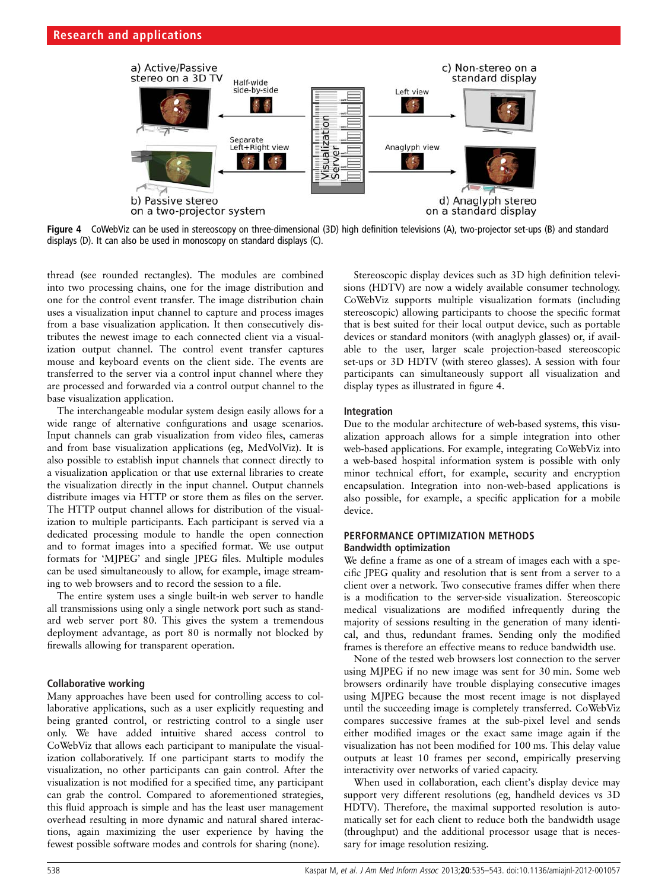Figure 4 CoWebViz can be used in stereoscopy on three-dimensional (3D) high definition televisions (A), two-projector set-ups (B) and standard displays (D). It can also be used in monoscopy on standard displays (C).

thread (see rounded rectangles). The modules are combined into two processing chains, one for the image distribution and one for the control event transfer. The image distribution chain uses a visualization input channel to capture and process images from a base visualization application. It then consecutively distributes the newest image to each connected client via a visualization output channel. The control event transfer captures mouse and keyboard events on the client side. The events are transferred to the server via a control input channel where they are processed and forwarded via a control output channel to the base visualization application.

The interchangeable modular system design easily allows for a wide range of alternative configurations and usage scenarios. Input channels can grab visualization from video files, cameras and from base visualization applications (eg, MedVolViz). It is also possible to establish input channels that connect directly to a visualization application or that use external libraries to create the visualization directly in the input channel. Output channels distribute images via HTTP or store them as files on the server. The HTTP output channel allows for distribution of the visualization to multiple participants. Each participant is served via a dedicated processing module to handle the open connection and to format images into a specified format. We use output formats for 'MJPEG' and single JPEG files. Multiple modules can be used simultaneously to allow, for example, image streaming to web browsers and to record the session to a file.

The entire system uses a single built-in web server to handle all transmissions using only a single network port such as standard web server port 80. This gives the system a tremendous deployment advantage, as port 80 is normally not blocked by firewalls allowing for transparent operation.

### Collaborative working

Many approaches have been used for controlling access to collaborative applications, such as a user explicitly requesting and being granted control, or restricting control to a single user only. We have added intuitive shared access control to CoWebViz that allows each participant to manipulate the visualization collaboratively. If one participant starts to modify the visualization, no other participants can gain control. After the visualization is not modified for a specified time, any participant can grab the control. Compared to aforementioned strategies, this fluid approach is simple and has the least user management overhead resulting in more dynamic and natural shared interactions, again maximizing the user experience by having the fewest possible software modes and controls for sharing (none).

Stereoscopic display devices such as 3D high definition televisions (HDTV) are now a widely available consumer technology. CoWebViz supports multiple visualization formats (including stereoscopic) allowing participants to choose the specific format that is best suited for their local output device, such as portable devices or standard monitors (with anaglyph glasses) or, if available to the user, larger scale projection-based stereoscopic set-ups or 3D HDTV (with stereo glasses). A session with four participants can simultaneously support all visualization and display types as illustrated in figure 4.

### Integration

Due to the modular architecture of web-based systems, this visualization approach allows for a simple integration into other web-based applications. For example, integrating CoWebViz into a web-based hospital information system is possible with only minor technical effort, for example, security and encryption encapsulation. Integration into non-web-based applications is also possible, for example, a specific application for a mobile device.

## PERFORMANCE OPTIMIZATION METHODS

### Bandwidth optimization

We define a frame as one of a stream of images each with a specific JPEG quality and resolution that is sent from a server to a client over a network. Two consecutive frames differ when there is a modification to the server-side visualization. Stereoscopic medical visualizations are modified infrequently during the majority of sessions resulting in the generation of many identical, and thus, redundant frames. Sending only the modified frames is therefore an effective means to reduce bandwidth use.

None of the tested web browsers lost connection to the server using MJPEG if no new image was sent for 30 min. Some web browsers ordinarily have trouble displaying consecutive images using MJPEG because the most recent image is not displayed until the succeeding image is completely transferred. CoWebViz compares successive frames at the sub-pixel level and sends either modified images or the exact same image again if the visualization has not been modified for 100 ms. This delay value outputs at least 10 frames per second, empirically preserving interactivity over networks of varied capacity.

When used in collaboration, each client's display device may support very different resolutions (eg, handheld devices vs 3D HDTV). Therefore, the maximal supported resolution is automatically set for each client to reduce both the bandwidth usage (throughput) and the additional processor usage that is necessary for image resolution resizing.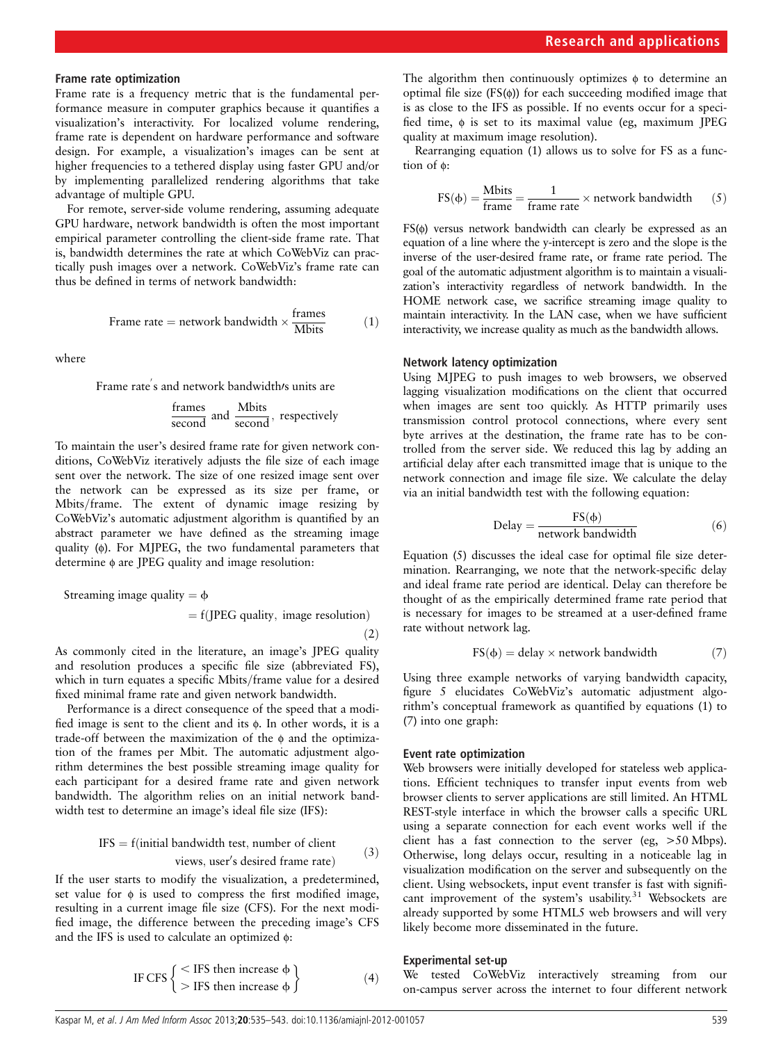### Frame rate optimization

Frame rate is a frequency metric that is the fundamental performance measure in computer graphics because it quantifies a visualization's interactivity. For localized volume rendering, frame rate is dependent on hardware performance and software design. For example, a visualization's images can be sent at higher frequencies to a tethered display using faster GPU and/or by implementing parallelized rendering algorithms that take advantage of multiple GPU.

For remote, server-side volume rendering, assuming adequate GPU hardware, network bandwidth is often the most important empirical parameter controlling the client-side frame rate. That is, bandwidth determines the rate at which CoWebViz can practically push images over a network. CoWebViz's frame rate can thus be defined in terms of network bandwidth:

$$\text{Frame rate} = \text{network bandwidth} \times \frac{\text{frames}}{\text{Mbits}} \qquad (1)$$

where

Frame rate's and network bandwidth's units are

$$\frac{\text{frames}}{\text{second}} \text{ and } \frac{\text{Mbits}}{\text{second}}, \text{ respectively}$$

To maintain the user's desired frame rate for given network conditions, CoWebViz iteratively adjusts the file size of each image sent over the network. The size of one resized image sent over the network can be expressed as its size per frame, or Mbits/frame. The extent of dynamic image resizing by CoWebViz's automatic adjustment algorithm is quantified by an abstract parameter we have defined as the streaming image quality (ϕ). For MJPEG, the two fundamental parameters that determine ϕ are JPEG quality and image resolution:

$$\begin{aligned}\text{Streaming image quality} &= \phi \\ &= f(\text{JPEG quality, image resolution})\end{aligned} \qquad (2)$$

As commonly cited in the literature, an image's JPEG quality and resolution produces a specific file size (abbreviated FS), which in turn equates a specific Mbits/frame value for a desired fixed minimal frame rate and given network bandwidth.

Performance is a direct consequence of the speed that a modified image is sent to the client and its ϕ. In other words, it is a trade-off between the maximization of the ϕ and the optimization of the frames per Mbit. The automatic adjustment algorithm determines the best possible streaming image quality for each participant for a desired frame rate and given network bandwidth. The algorithm relies on an initial network bandwidth test to determine an image's ideal file size (IFS):

$$\begin{aligned}\text{IFS} = f(&\text{initial bandwidth test, number of client} \\ &\text{views, user's desired frame rate})\end{aligned} \qquad (3)$$

If the user starts to modify the visualization, a predetermined, set value for ϕ is used to compress the first modified image, resulting in a current image file size (CFS). For the next modified image, the difference between the preceding image's CFS and the IFS is used to calculate an optimized ϕ:

$$\text{IF CFS} \begin{Bmatrix} < \text{IFS then increase } \phi \\ > \text{IFS then increase } \phi \end{Bmatrix} \qquad (4)$$

The algorithm then continuously optimizes ϕ to determine an optimal file size (FS(ϕ)) for each succeeding modified image that is as close to the IFS as possible. If no events occur for a specified time, ϕ is set to its maximal value (eg, maximum JPEG quality at maximum image resolution).

Rearranging equation (1) allows us to solve for FS as a function of ϕ:

$$\text{FS}(\phi) = \frac{\text{Mbits}}{\text{frame}} = \frac{1}{\text{frame rate}} \times \text{network bandwidth} \qquad (5)$$

FS(ϕ) versus network bandwidth can clearly be expressed as an equation of a line where the y-intercept is zero and the slope is the inverse of the user-desired frame rate, or frame rate period. The goal of the automatic adjustment algorithm is to maintain a visualization's interactivity regardless of network bandwidth. In the HOME network case, we sacrifice streaming image quality to maintain interactivity. In the LAN case, when we have sufficient interactivity, we increase quality as much as the bandwidth allows.

### Network latency optimization

Using MJPEG to push images to web browsers, we observed lagging visualization modifications on the client that occurred when images are sent too quickly. As HTTP primarily uses transmission control protocol connections, where every sent byte arrives at the destination, the frame rate has to be controlled from the server side. We reduced this lag by adding an artificial delay after each transmitted image that is unique to the network connection and image file size. We calculate the delay via an initial bandwidth test with the following equation:

$$\text{Delay} = \frac{\text{FS}(\phi)}{\text{network bandwidth}} \qquad (6)$$

Equation (5) discusses the ideal case for optimal file size determination. Rearranging, we note that the network-specific delay and ideal frame rate period are identical. Delay can therefore be thought of as the empirically determined frame rate period that is necessary for images to be streamed at a user-defined frame rate without network lag.

$$\text{FS}(\phi) = \text{delay} \times \text{network bandwidth} \qquad (7)$$

Using three example networks of varying bandwidth capacity, figure 5 elucidates CoWebViz's automatic adjustment algorithm's conceptual framework as quantified by equations (1) to (7) into one graph:

### Event rate optimization

Web browsers were initially developed for stateless web applications. Efficient techniques to transfer input events from web browser clients to server applications are still limited. An HTML REST-style interface in which the browser calls a specific URL using a separate connection for each event works well if the client has a fast connection to the server (eg, >50 Mbps). Otherwise, long delays occur, resulting in a noticeable lag in visualization modification on the server and subsequently on the client. Using websockets, input event transfer is fast with significant improvement of the system's usability.[31] Websockets are already supported by some HTML5 web browsers and will very likely become more disseminated in the future.

### Experimental set-up

We tested CoWebViz interactively streaming from our on-campus server across the internet to four different network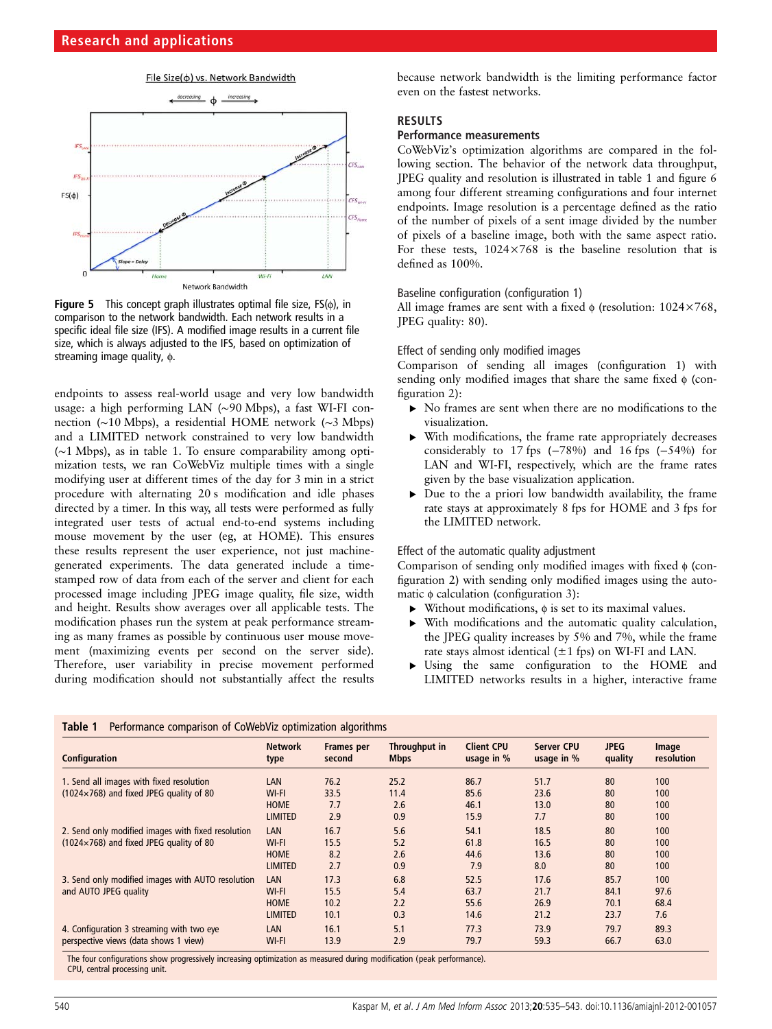File Size(ϕ) vs. Network Bandwidth

Figure 5 This concept graph illustrates optimal file size, FS(ϕ), in comparison to the network bandwidth. Each network results in a specific ideal file size (IFS). A modified image results in a current file size, which is always adjusted to the IFS, based on optimization of streaming image quality, ϕ.

endpoints to assess real-world usage and very low bandwidth usage: a high performing LAN (~90 Mbps), a fast WI-FI connection (~10 Mbps), a residential HOME network (~3 Mbps) and a LIMITED network constrained to very low bandwidth (~1 Mbps), as in table 1. To ensure comparability among optimization tests, we ran CoWebViz multiple times with a single modifying user at different times of the day for 3 min in a strict procedure with alternating 20 s modification and idle phases directed by a timer. In this way, all tests were performed as fully integrated user tests of actual end-to-end systems including mouse movement by the user (eg, at HOME). This ensures these results represent the user experience, not just machine-generated experiments. The data generated include a time-stamped row of data from each of the server and client for each processed image including JPEG image quality, file size, width and height. Results show averages over all applicable tests. The modification phases run the system at peak performance streaming as many frames as possible by continuous user mouse movement (maximizing events per second on the server side). Therefore, user variability in precise movement performed during modification should not substantially affect the results because network bandwidth is the limiting performance factor even on the fastest networks.

## RESULTS

### Performance measurements

CoWebViz's optimization algorithms are compared in the following section. The behavior of the network data throughput, JPEG quality and resolution is illustrated in table 1 and figure 6 among four different streaming configurations and four internet endpoints. Image resolution is a percentage defined as the ratio of the number of pixels of a sent image divided by the number of pixels of a baseline image, both with the same aspect ratio. For these tests, 1024×768 is the baseline resolution that is defined as 100%.

#### Baseline configuration (configuration 1)

All image frames are sent with a fixed ϕ (resolution: 1024×768, JPEG quality: 80).

#### Effect of sending only modified images

Comparison of sending all images (configuration 1) with sending only modified images that share the same fixed ϕ (configuration 2):

- No frames are sent when there are no modifications to the visualization.
- With modifications, the frame rate appropriately decreases considerably to 17 fps (−78%) and 16 fps (−54%) for LAN and WI-FI, respectively, which are the frame rates given by the base visualization application.
- Due to the a priori low bandwidth availability, the frame rate stays at approximately 8 fps for HOME and 3 fps for the LIMITED network.

#### Effect of the automatic quality adjustment

Comparison of sending only modified images with fixed ϕ (configuration 2) with sending only modified images using the automatic ϕ calculation (configuration 3):

- Without modifications, ϕ is set to its maximal values.
- With modifications and the automatic quality calculation, the JPEG quality increases by 5% and 7%, while the frame rate stays almost identical (±1 fps) on WI-FI and LAN.
- Using the same configuration to the HOME and LIMITED networks results in a higher, interactive frame

**Table 1** Performance comparison of CoWebViz optimization algorithms

| Configuration | Network type | Frames per second | Throughput in Mbps | Client CPU usage in % | Server CPU usage in % | JPEG quality | Image resolution |
|---|---|---|---|---|---|---|---|
| 1. Send all images with fixed resolution (1024×768) and fixed JPEG quality of 80 | LAN | 76.2 | 25.2 | 86.7 | 51.7 | 80 | 100 |
| | WI-FI | 33.5 | 11.4 | 85.6 | 23.6 | 80 | 100 |
| | HOME | 7.7 | 2.6 | 46.1 | 13.0 | 80 | 100 |
| | LIMITED | 2.9 | 0.9 | 15.9 | 7.7 | 80 | 100 |
| 2. Send only modified images with fixed resolution (1024×768) and fixed JPEG quality of 80 | LAN | 16.7 | 5.6 | 54.1 | 18.5 | 80 | 100 |
| | WI-FI | 15.5 | 5.2 | 61.8 | 16.5 | 80 | 100 |
| | HOME | 8.2 | 2.6 | 44.6 | 13.6 | 80 | 100 |
| | LIMITED | 2.7 | 0.9 | 7.9 | 8.0 | 80 | 100 |
| 3. Send only modified images with AUTO resolution and AUTO JPEG quality | LAN | 17.3 | 6.8 | 52.5 | 17.6 | 85.7 | 100 |
| | WI-FI | 15.5 | 5.4 | 63.7 | 21.7 | 84.1 | 97.6 |
| | HOME | 10.2 | 2.2 | 55.6 | 26.9 | 70.1 | 68.4 |
| | LIMITED | 10.1 | 0.3 | 14.6 | 21.2 | 23.7 | 7.6 |
| 4. Configuration 3 streaming with two eye perspective views (data shows 1 view) | LAN | 16.1 | 5.1 | 77.3 | 73.9 | 79.7 | 89.3 |
| | WI-FI | 13.9 | 2.9 | 79.7 | 59.3 | 66.7 | 63.0 |

The four configurations show progressively increasing optimization as measured during modification (peak performance).
CPU, central processing unit.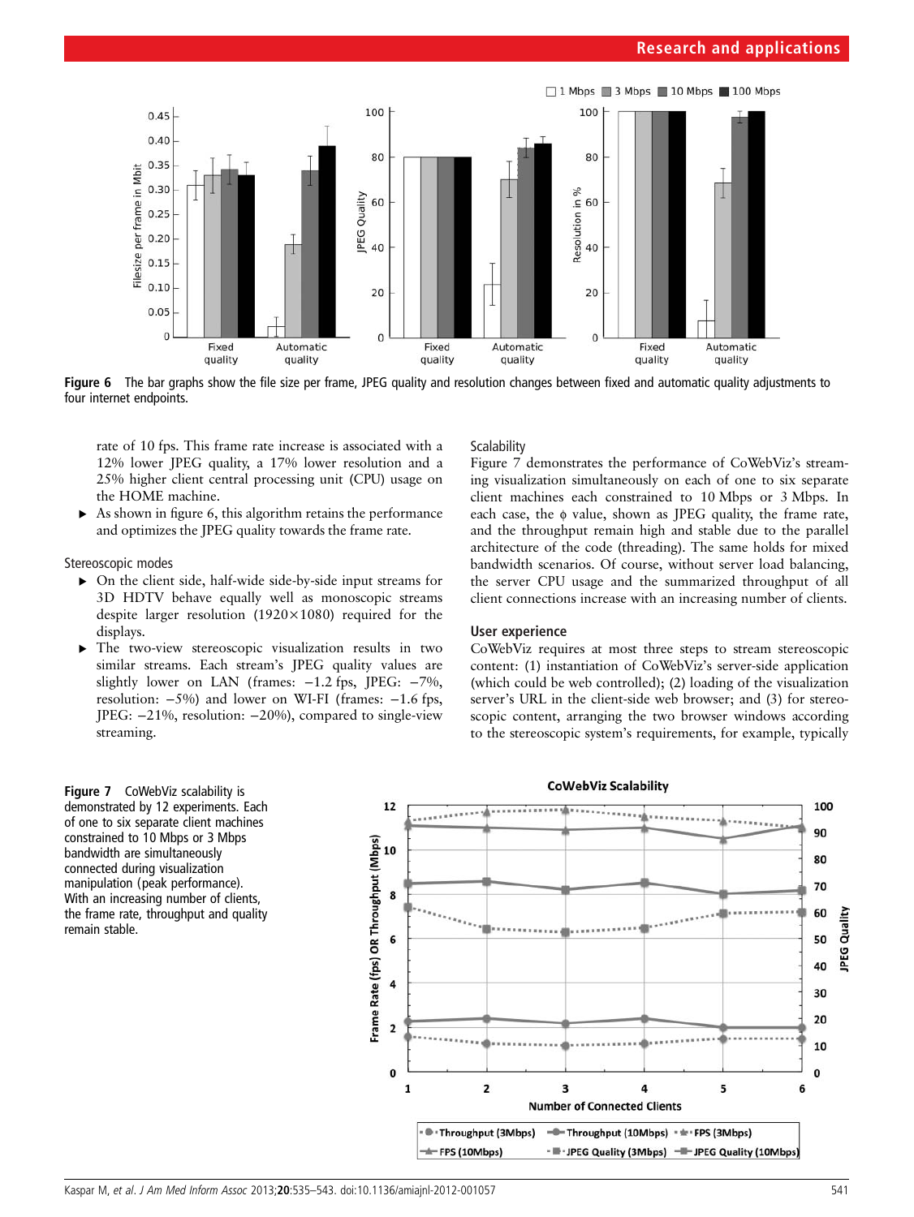Figure 6 The bar graphs show the file size per frame, JPEG quality and resolution changes between fixed and automatic quality adjustments to four internet endpoints.

rate of 10 fps. This frame rate increase is associated with a 12% lower JPEG quality, a 17% lower resolution and a 25% higher client central processing unit (CPU) usage on the HOME machine.

- As shown in figure 6, this algorithm retains the performance and optimizes the JPEG quality towards the frame rate.

Stereoscopic modes

- On the client side, half-wide side-by-side input streams for 3D HDTV behave equally well as monoscopic streams despite larger resolution (1920×1080) required for the displays.
- The two-view stereoscopic visualization results in two similar streams. Each stream's JPEG quality values are slightly lower on LAN (frames: −1.2 fps, JPEG: −7%, resolution: −5%) and lower on WI-FI (frames: −1.6 fps, JPEG: −21%, resolution: −20%), compared to single-view streaming.

Scalability

Figure 7 demonstrates the performance of CoWebViz's streaming visualization simultaneously on each of one to six separate client machines each constrained to 10 Mbps or 3 Mbps. In each case, the $\phi$ value, shown as JPEG quality, the frame rate, and the throughput remain high and stable due to the parallel architecture of the code (threading). The same holds for mixed bandwidth scenarios. Of course, without server load balancing, the server CPU usage and the summarized throughput of all client connections increase with an increasing number of clients.

### User experience

CoWebViz requires at most three steps to stream stereoscopic content: (1) instantiation of CoWebViz's server-side application (which could be web controlled); (2) loading of the visualization server's URL in the client-side web browser; and (3) for stereoscopic content, arranging the two browser windows according to the stereoscopic system's requirements, for example, typically

Figure 7 CoWebViz scalability is demonstrated by 12 experiments. Each of one to six separate client machines constrained to 10 Mbps or 3 Mbps bandwidth are simultaneously connected during visualization manipulation (peak performance). With an increasing number of clients, the frame rate, throughput and quality remain stable.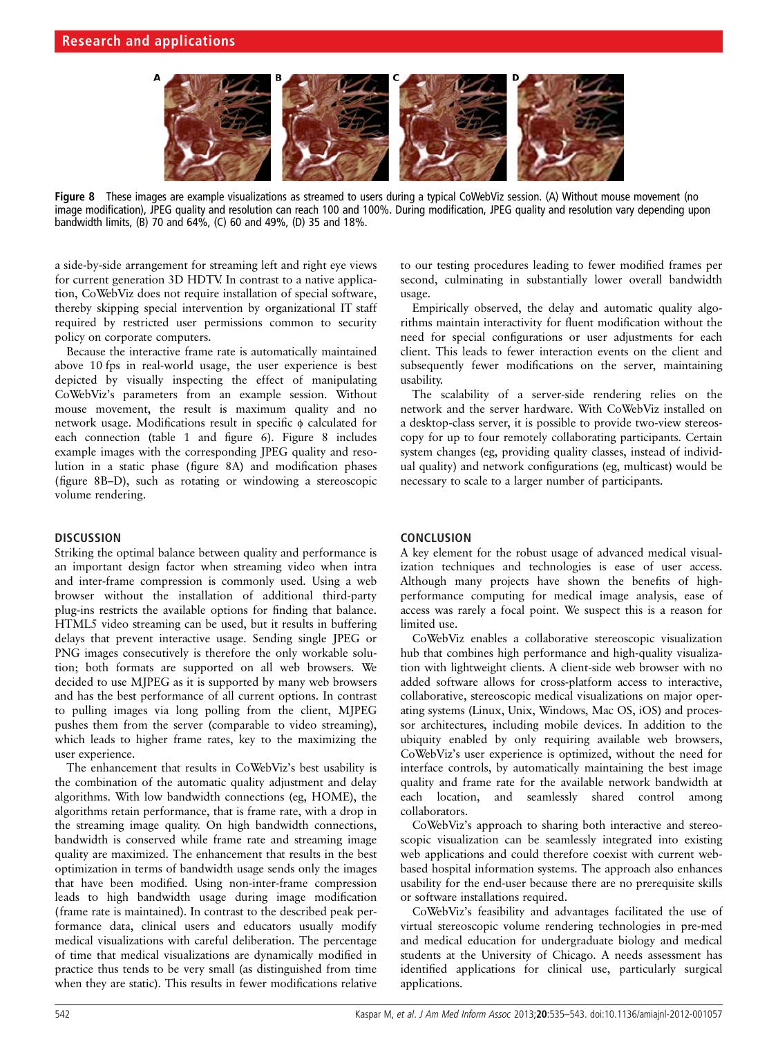Figure 8 These images are example visualizations as streamed to users during a typical CoWebViz session. (A) Without mouse movement (no image modification), JPEG quality and resolution can reach 100 and 100%. During modification, JPEG quality and resolution vary depending upon bandwidth limits, (B) 70 and 64%, (C) 60 and 49%, (D) 35 and 18%.

a side-by-side arrangement for streaming left and right eye views for current generation 3D HDTV. In contrast to a native application, CoWebViz does not require installation of special software, thereby skipping special intervention by organizational IT staff required by restricted user permissions common to security policy on corporate computers.

Because the interactive frame rate is automatically maintained above 10 fps in real-world usage, the user experience is best depicted by visually inspecting the effect of manipulating CoWebViz's parameters from an example session. Without mouse movement, the result is maximum quality and no network usage. Modifications result in specific $\phi$ calculated for each connection (table 1 and figure 6). Figure 8 includes example images with the corresponding JPEG quality and resolution in a static phase (figure 8A) and modification phases (figure 8B–D), such as rotating or windowing a stereoscopic volume rendering.

## DISCUSSION

Striking the optimal balance between quality and performance is an important design factor when streaming video when intra and inter-frame compression is commonly used. Using a web browser without the installation of additional third-party plug-ins restricts the available options for finding that balance. HTML5 video streaming can be used, but it results in buffering delays that prevent interactive usage. Sending single JPEG or PNG images consecutively is therefore the only workable solution; both formats are supported on all web browsers. We decided to use MJPEG as it is supported by many web browsers and has the best performance of all current options. In contrast to pulling images via long polling from the client, MJPEG pushes them from the server (comparable to video streaming), which leads to higher frame rates, key to the maximizing the user experience.

The enhancement that results in CoWebViz's best usability is the combination of the automatic quality adjustment and delay algorithms. With low bandwidth connections (eg, HOME), the algorithms retain performance, that is frame rate, with a drop in the streaming image quality. On high bandwidth connections, bandwidth is conserved while frame rate and streaming image quality are maximized. The enhancement that results in the best optimization in terms of bandwidth usage sends only the images that have been modified. Using non-inter-frame compression leads to high bandwidth usage during image modification (frame rate is maintained). In contrast to the described peak performance data, clinical users and educators usually modify medical visualizations with careful deliberation. The percentage of time that medical visualizations are dynamically modified in practice thus tends to be very small (as distinguished from time when they are static). This results in fewer modifications relative to our testing procedures leading to fewer modified frames per second, culminating in substantially lower overall bandwidth usage.

Empirically observed, the delay and automatic quality algorithms maintain interactivity for fluent modification without the need for special configurations or user adjustments for each client. This leads to fewer interaction events on the client and subsequently fewer modifications on the server, maintaining usability.

The scalability of a server-side rendering relies on the network and the server hardware. With CoWebViz installed on a desktop-class server, it is possible to provide two-view stereoscopy for up to four remotely collaborating participants. Certain system changes (eg, providing quality classes, instead of individual quality) and network configurations (eg, multicast) would be necessary to scale to a larger number of participants.

## CONCLUSION

A key element for the robust usage of advanced medical visualization techniques and technologies is ease of user access. Although many projects have shown the benefits of high-performance computing for medical image analysis, ease of access was rarely a focal point. We suspect this is a reason for limited use.

CoWebViz enables a collaborative stereoscopic visualization hub that combines high performance and high-quality visualization with lightweight clients. A client-side web browser with no added software allows for cross-platform access to interactive, collaborative, stereoscopic medical visualizations on major operating systems (Linux, Unix, Windows, Mac OS, iOS) and processor architectures, including mobile devices. In addition to the ubiquity enabled by only requiring available web browsers, CoWebViz's user experience is optimized, without the need for interface controls, by automatically maintaining the best image quality and frame rate for the available network bandwidth at each location, and seamlessly shared control among collaborators.

CoWebViz's approach to sharing both interactive and stereoscopic visualization can be seamlessly integrated into existing web applications and could therefore coexist with current web-based hospital information systems. The approach also enhances usability for the end-user because there are no prerequisite skills or software installations required.

CoWebViz's feasibility and advantages facilitated the use of virtual stereoscopic volume rendering technologies in pre-med and medical education for undergraduate biology and medical students at the University of Chicago. A needs assessment has identified applications for clinical use, particularly surgical applications.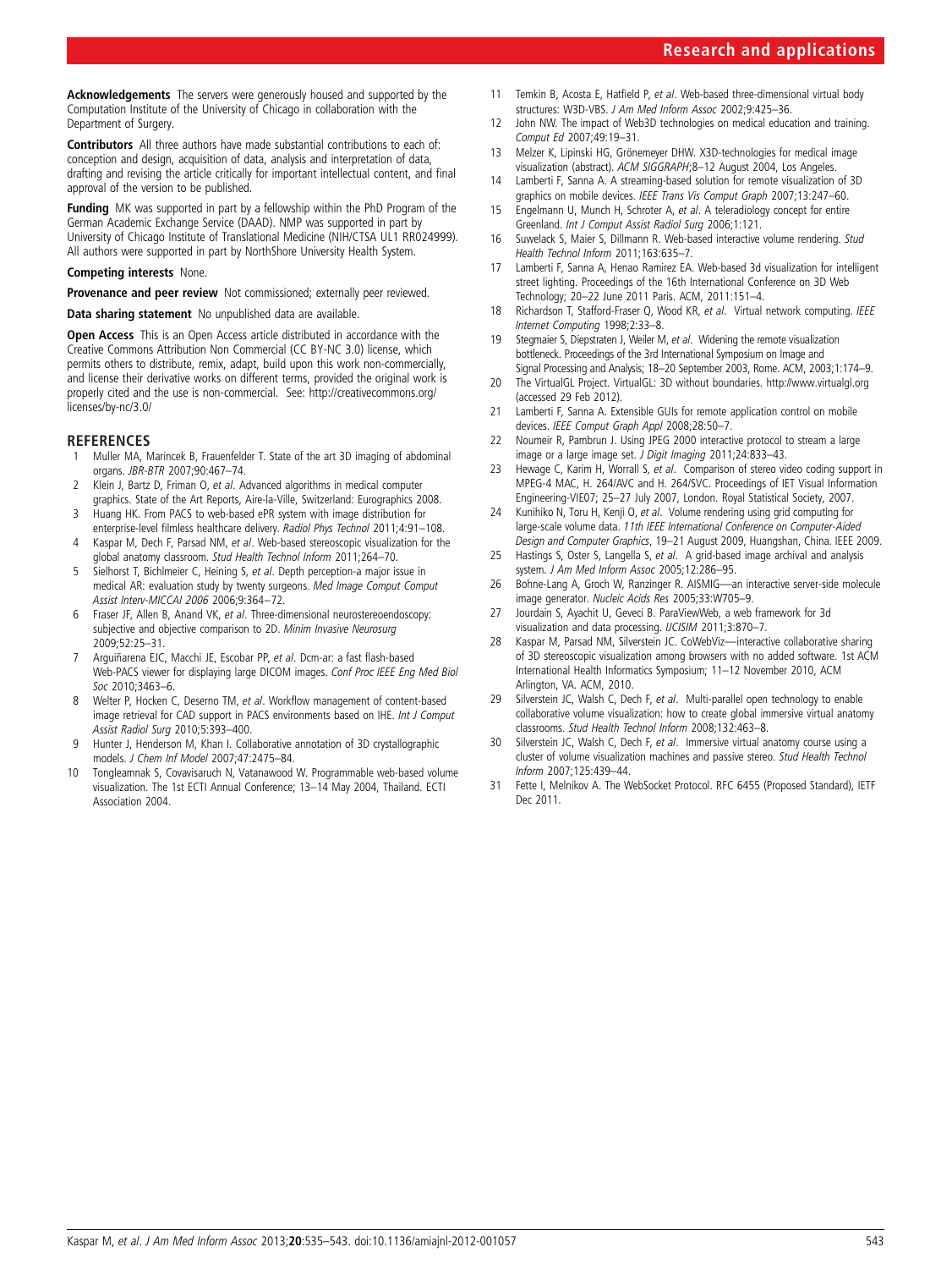**Acknowledgements** The servers were generously housed and supported by the Computation Institute of the University of Chicago in collaboration with the Department of Surgery.

**Contributors** All three authors have made substantial contributions to each of: conception and design, acquisition of data, analysis and interpretation of data, drafting and revising the article critically for important intellectual content, and final approval of the version to be published.

**Funding** MK was supported in part by a fellowship within the PhD Program of the German Academic Exchange Service (DAAD). NMP was supported in part by University of Chicago Institute of Translational Medicine (NIH/CTSA UL1 RR024999). All authors were supported in part by NorthShore University Health System.

**Competing interests** None.

**Provenance and peer review** Not commissioned; externally peer reviewed.

**Data sharing statement** No unpublished data are available.

**Open Access** This is an Open Access article distributed in accordance with the Creative Commons Attribution Non Commercial (CC BY-NC 3.0) license, which permits others to distribute, remix, adapt, build upon this work non-commercially, and license their derivative works on different terms, provided the original work is properly cited and the use is non-commercial. See: http://creativecommons.org/licenses/by-nc/3.0/

## REFERENCES

1. Muller MA, Marincek B, Frauenfelder T. State of the art 3D imaging of abdominal organs. *JBR-BTR* 2007;90:467–74.
2. Klein J, Bartz D, Friman O, *et al*. Advanced algorithms in medical computer graphics. State of the Art Reports, Aire-la-Ville, Switzerland: Eurographics 2008.
3. Huang HK. From PACS to web-based ePR system with image distribution for enterprise-level filmless healthcare delivery. *Radiol Phys Technol* 2011;4:91–108.
4. Kaspar M, Dech F, Parsad NM, *et al*. Web-based stereoscopic visualization for the global anatomy classroom. *Stud Health Technol Inform* 2011;264–70.
5. Sielhorst T, Bichlmeier C, Heining S, *et al*. Depth perception-a major issue in medical AR: evaluation study by twenty surgeons. *Med Image Comput Comput Assist Interv-MICCAI 2006* 2006;9:364–72.
6. Fraser JF, Allen B, Anand VK, *et al*. Three-dimensional neurostereoendoscopy: subjective and objective comparison to 2D. *Minim Invasive Neurosurg* 2009;52:25–31.
7. Arguiñarena EJC, Macchi JE, Escobar PP, *et al*. Dcm-ar: a fast flash-based Web-PACS viewer for displaying large DICOM images. *Conf Proc IEEE Eng Med Biol Soc* 2010;3463–6.
8. Welter P, Hocken C, Deserno TM, *et al*. Workflow management of content-based image retrieval for CAD support in PACS environments based on IHE. *Int J Comput Assist Radiol Surg* 2010;5:393–400.
9. Hunter J, Henderson M, Khan I. Collaborative annotation of 3D crystallographic models. *J Chem Inf Model* 2007;47:2475–84.
10. Tongleamnak S, Covavisaruch N, Vatanawood W. Programmable web-based volume visualization. The 1st ECTI Annual Conference; 13–14 May 2004, Thailand. ECTI Association 2004.
11. Temkin B, Acosta E, Hatfield P, *et al*. Web-based three-dimensional virtual body structures: W3D-VBS. *J Am Med Inform Assoc* 2002;9:425–36.
12. John NW. The impact of Web3D technologies on medical education and training. *Comput Ed* 2007;49:19–31.
13. Melzer K, Lipinski HG, Grönemeyer DHW. X3D-technologies for medical image visualization (abstract). *ACM SIGGRAPH*;8–12 August 2004, Los Angeles.
14. Lamberti F, Sanna A. A streaming-based solution for remote visualization of 3D graphics on mobile devices. *IEEE Trans Vis Comput Graph* 2007;13:247–60.
15. Engelmann U, Munch H, Schroter A, *et al*. A teleradiology concept for entire Greenland. *Int J Comput Assist Radiol Surg* 2006;1:121.
16. Suwelack S, Maier S, Dillmann R. Web-based interactive volume rendering. *Stud Health Technol Inform* 2011;163:635–7.
17. Lamberti F, Sanna A, Henao Ramirez EA. Web-based 3d visualization for intelligent street lighting. Proceedings of the 16th International Conference on 3D Web Technology; 20–22 June 2011 Paris. ACM, 2011:151–4.
18. Richardson T, Stafford-Fraser Q, Wood KR, *et al*. Virtual network computing. *IEEE Internet Computing* 1998;2:33–8.
19. Stegmaier S, Diepstraten J, Weiler M, *et al*. Widening the remote visualization bottleneck. Proceedings of the 3rd International Symposium on Image and Signal Processing and Analysis; 18–20 September 2003, Rome. ACM, 2003;1:174–9.
20. The VirtualGL Project. VirtualGL: 3D without boundaries. http://www.virtualgl.org (accessed 29 Feb 2012).
21. Lamberti F, Sanna A. Extensible GUIs for remote application control on mobile devices. *IEEE Comput Graph Appl* 2008;28:50–7.
22. Noumeir R, Pambrun J. Using JPEG 2000 interactive protocol to stream a large image or a large image set. *J Digit Imaging* 2011;24:833–43.
23. Hewage C, Karim H, Worrall S, *et al*. Comparison of stereo video coding support in MPEG-4 MAC, H. 264/AVC and H. 264/SVC. Proceedings of IET Visual Information Engineering-VIE07; 25–27 July 2007, London. Royal Statistical Society, 2007.
24. Kunihiko N, Toru H, Kenji O, *et al*. Volume rendering using grid computing for large-scale volume data. *11th IEEE International Conference on Computer-Aided Design and Computer Graphics*, 19–21 August 2009, Huangshan, China. IEEE 2009.
25. Hastings S, Oster S, Langella S, *et al*. A grid-based image archival and analysis system. *J Am Med Inform Assoc* 2005;12:286–95.
26. Bohne-Lang A, Groch W, Ranzinger R. AISMIG—an interactive server-side molecule image generator. *Nucleic Acids Res* 2005;33:W705–9.
27. Jourdain S, Ayachit U, Geveci B. ParaViewWeb, a web framework for 3d visualization and data processing. *IJCISIM* 2011;3:870–7.
28. Kaspar M, Parsad NM, Silverstein JC. CoWebViz—interactive collaborative sharing of 3D stereoscopic visualization among browsers with no added software. 1st ACM International Health Informatics Symposium; 11–12 November 2010, ACM Arlington, VA. ACM, 2010.
29. Silverstein JC, Walsh C, Dech F, *et al*. Multi-parallel open technology to enable collaborative volume visualization: how to create global immersive virtual anatomy classrooms. *Stud Health Technol Inform* 2008;132:463–8.
30. Silverstein JC, Walsh C, Dech F, *et al*. Immersive virtual anatomy course using a cluster of volume visualization machines and passive stereo. *Stud Health Technol Inform* 2007;125:439–44.
31. Fette I, Melnikov A. The WebSocket Protocol. RFC 6455 (Proposed Standard), IETF Dec 2011.